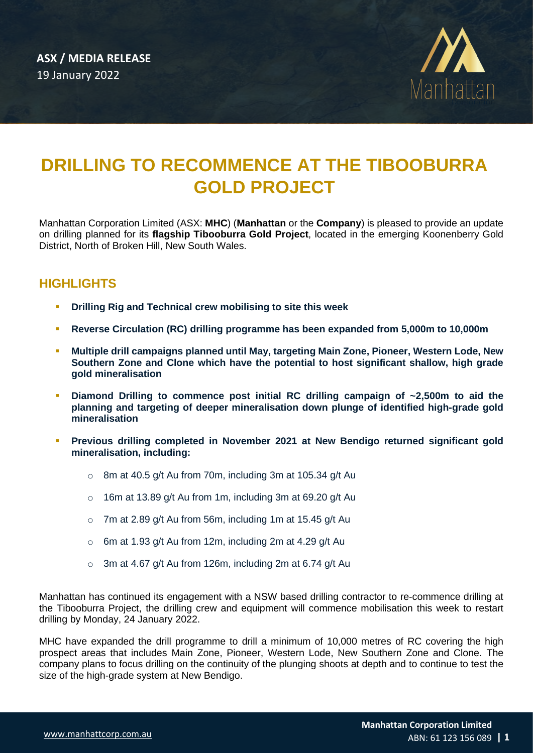**ASX / MEDIA RELEASE**
19 January 2022

# DRILLING TO RECOMMENCE AT THE TIBOOBURRA GOLD PROJECT

Manhattan Corporation Limited (ASX: **MHC**) (**Manhattan** or the **Company**) is pleased to provide an update on drilling planned for its **flagship Tibooburra Gold Project**, located in the emerging Koonenberry Gold District, North of Broken Hill, New South Wales.

## HIGHLIGHTS

- **Drilling Rig and Technical crew mobilising to site this week**
- **Reverse Circulation (RC) drilling programme has been expanded from 5,000m to 10,000m**
- **Multiple drill campaigns planned until May, targeting Main Zone, Pioneer, Western Lode, New Southern Zone and Clone which have the potential to host significant shallow, high grade gold mineralisation**
- **Diamond Drilling to commence post initial RC drilling campaign of ~2,500m to aid the planning and targeting of deeper mineralisation down plunge of identified high-grade gold mineralisation**
- **Previous drilling completed in November 2021 at New Bendigo returned significant gold mineralisation, including:**
  - 8m at 40.5 g/t Au from 70m, including 3m at 105.34 g/t Au
  - 16m at 13.89 g/t Au from 1m, including 3m at 69.20 g/t Au
  - 7m at 2.89 g/t Au from 56m, including 1m at 15.45 g/t Au
  - 6m at 1.93 g/t Au from 12m, including 2m at 4.29 g/t Au
  - 3m at 4.67 g/t Au from 126m, including 2m at 6.74 g/t Au

Manhattan has continued its engagement with a NSW based drilling contractor to re-commence drilling at the Tibooburra Project, the drilling crew and equipment will commence mobilisation this week to restart drilling by Monday, 24 January 2022.

MHC have expanded the drill programme to drill a minimum of 10,000 metres of RC covering the high prospect areas that includes Main Zone, Pioneer, Western Lode, New Southern Zone and Clone. The company plans to focus drilling on the continuity of the plunging shoots at depth and to continue to test the size of the high-grade system at New Bendigo.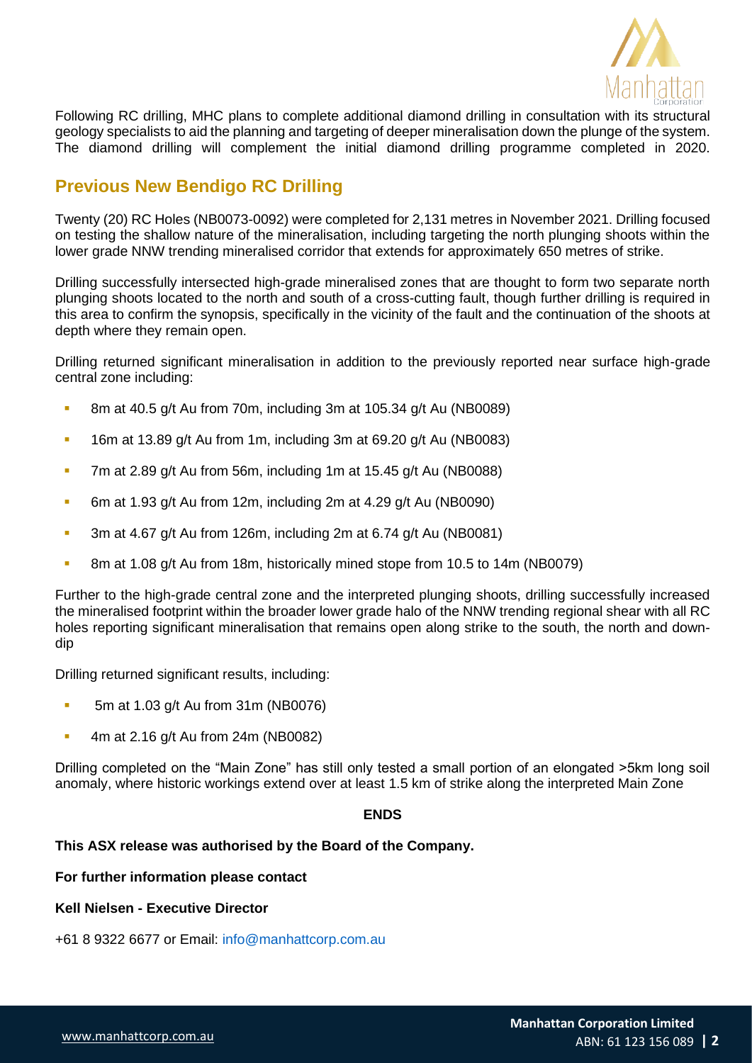Following RC drilling, MHC plans to complete additional diamond drilling in consultation with its structural geology specialists to aid the planning and targeting of deeper mineralisation down the plunge of the system. The diamond drilling will complement the initial diamond drilling programme completed in 2020.

## Previous New Bendigo RC Drilling

Twenty (20) RC Holes (NB0073-0092) were completed for 2,131 metres in November 2021. Drilling focused on testing the shallow nature of the mineralisation, including targeting the north plunging shoots within the lower grade NNW trending mineralised corridor that extends for approximately 650 metres of strike.

Drilling successfully intersected high-grade mineralised zones that are thought to form two separate north plunging shoots located to the north and south of a cross-cutting fault, though further drilling is required in this area to confirm the synopsis, specifically in the vicinity of the fault and the continuation of the shoots at depth where they remain open.

Drilling returned significant mineralisation in addition to the previously reported near surface high-grade central zone including:

- 8m at 40.5 g/t Au from 70m, including 3m at 105.34 g/t Au (NB0089)
- 16m at 13.89 g/t Au from 1m, including 3m at 69.20 g/t Au (NB0083)
- 7m at 2.89 g/t Au from 56m, including 1m at 15.45 g/t Au (NB0088)
- 6m at 1.93 g/t Au from 12m, including 2m at 4.29 g/t Au (NB0090)
- 3m at 4.67 g/t Au from 126m, including 2m at 6.74 g/t Au (NB0081)
- 8m at 1.08 g/t Au from 18m, historically mined stope from 10.5 to 14m (NB0079)

Further to the high-grade central zone and the interpreted plunging shoots, drilling successfully increased the mineralised footprint within the broader lower grade halo of the NNW trending regional shear with all RC holes reporting significant mineralisation that remains open along strike to the south, the north and down-dip

Drilling returned significant results, including:

- 5m at 1.03 g/t Au from 31m (NB0076)
- 4m at 2.16 g/t Au from 24m (NB0082)

Drilling completed on the "Main Zone" has still only tested a small portion of an elongated >5km long soil anomaly, where historic workings extend over at least 1.5 km of strike along the interpreted Main Zone

**ENDS**

**This ASX release was authorised by the Board of the Company.**

**For further information please contact**

**Kell Nielsen - Executive Director**

+61 8 9322 6677 or Email: info@manhattcorp.com.au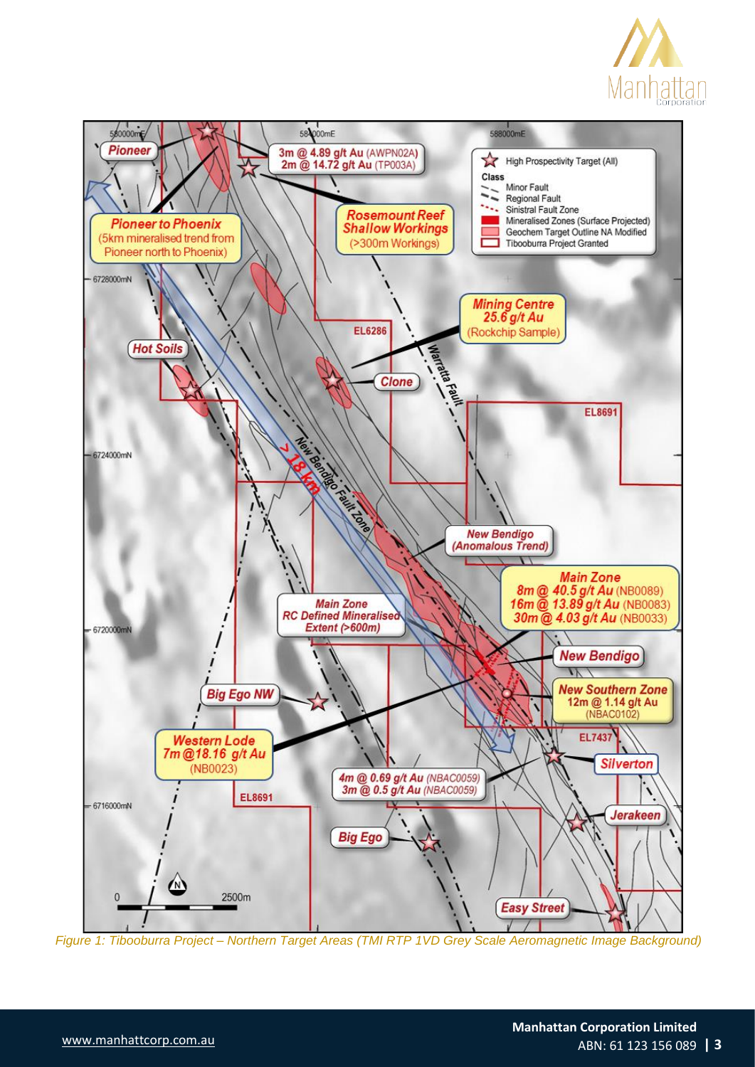Figure 1: Tibooburra Project – Northern Target Areas (TMI RTP 1VD Grey Scale Aeromagnetic Image Background)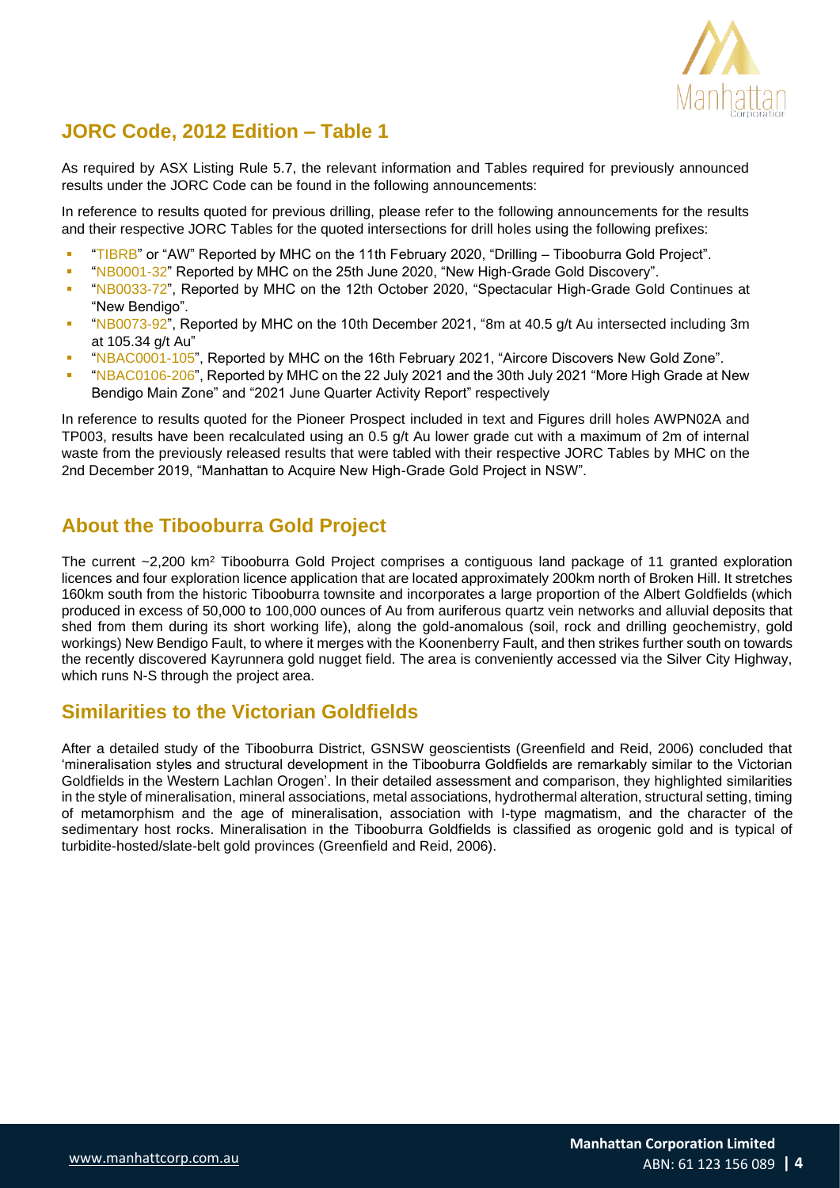## JORC Code, 2012 Edition – Table 1

As required by ASX Listing Rule 5.7, the relevant information and Tables required for previously announced results under the JORC Code can be found in the following announcements:

In reference to results quoted for previous drilling, please refer to the following announcements for the results and their respective JORC Tables for the quoted intersections for drill holes using the following prefixes:

- "TIBRB" or "AW" Reported by MHC on the 11th February 2020, "Drilling – Tibooburra Gold Project".
- "NB0001-32" Reported by MHC on the 25th June 2020, "New High-Grade Gold Discovery".
- "NB0033-72", Reported by MHC on the 12th October 2020, "Spectacular High-Grade Gold Continues at "New Bendigo".
- "NB0073-92", Reported by MHC on the 10th December 2021, "8m at 40.5 g/t Au intersected including 3m at 105.34 g/t Au"
- "NBAC0001-105", Reported by MHC on the 16th February 2021, "Aircore Discovers New Gold Zone".
- "NBAC0106-206", Reported by MHC on the 22 July 2021 and the 30th July 2021 "More High Grade at New Bendigo Main Zone" and "2021 June Quarter Activity Report" respectively

In reference to results quoted for the Pioneer Prospect included in text and Figures drill holes AWPN02A and TP003, results have been recalculated using an 0.5 g/t Au lower grade cut with a maximum of 2m of internal waste from the previously released results that were tabled with their respective JORC Tables by MHC on the 2nd December 2019, "Manhattan to Acquire New High-Grade Gold Project in NSW".

## About the Tibooburra Gold Project

The current ~2,200 km$^2$ Tibooburra Gold Project comprises a contiguous land package of 11 granted exploration licences and four exploration licence application that are located approximately 200km north of Broken Hill. It stretches 160km south from the historic Tibooburra townsite and incorporates a large proportion of the Albert Goldfields (which produced in excess of 50,000 to 100,000 ounces of Au from auriferous quartz vein networks and alluvial deposits that shed from them during its short working life), along the gold-anomalous (soil, rock and drilling geochemistry, gold workings) New Bendigo Fault, to where it merges with the Koonenberry Fault, and then strikes further south on towards the recently discovered Kayrunnera gold nugget field. The area is conveniently accessed via the Silver City Highway, which runs N-S through the project area.

## Similarities to the Victorian Goldfields

After a detailed study of the Tibooburra District, GSNSW geoscientists (Greenfield and Reid, 2006) concluded that 'mineralisation styles and structural development in the Tibooburra Goldfields are remarkably similar to the Victorian Goldfields in the Western Lachlan Orogen'. In their detailed assessment and comparison, they highlighted similarities in the style of mineralisation, mineral associations, metal associations, hydrothermal alteration, structural setting, timing of metamorphism and the age of mineralisation, association with I-type magmatism, and the character of the sedimentary host rocks. Mineralisation in the Tibooburra Goldfields is classified as orogenic gold and is typical of turbidite-hosted/slate-belt gold provinces (Greenfield and Reid, 2006).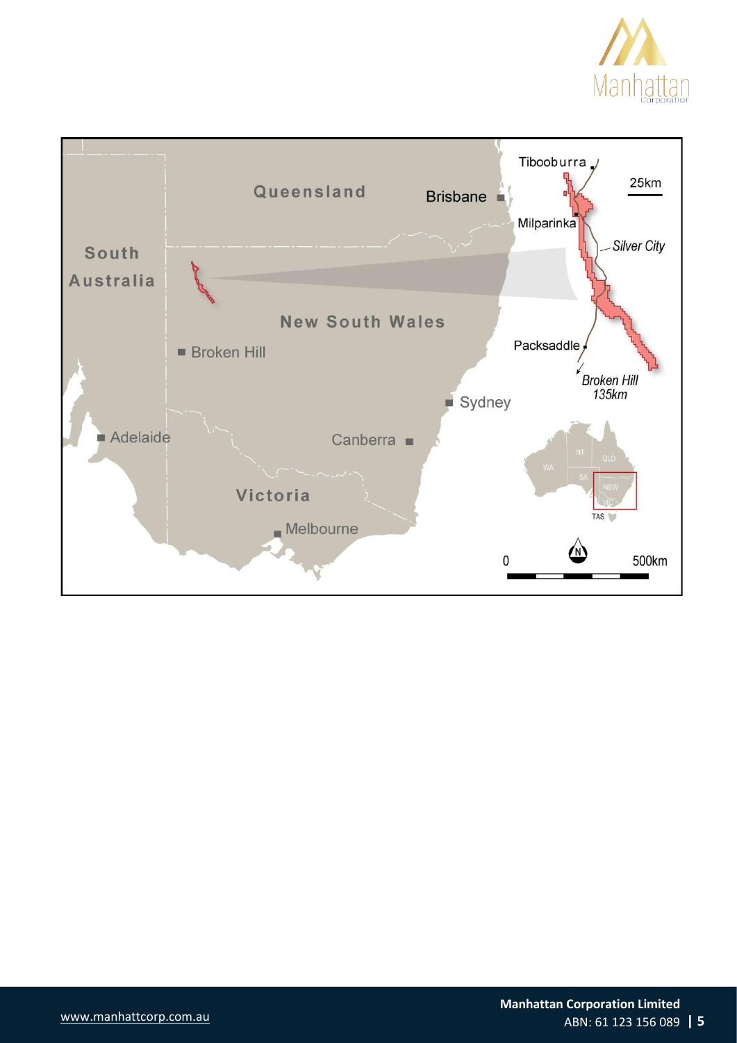Queensland

South Australia

New South Wales

Victoria

Brisbane

Broken Hill

Sydney

Adelaide

Canberra

Melbourne

Tibooburra

Milparinka

Silver City

Packsaddle

Broken Hill 135km

25km

WA NT SA QLD NSW VIC TAS

0 500km

N